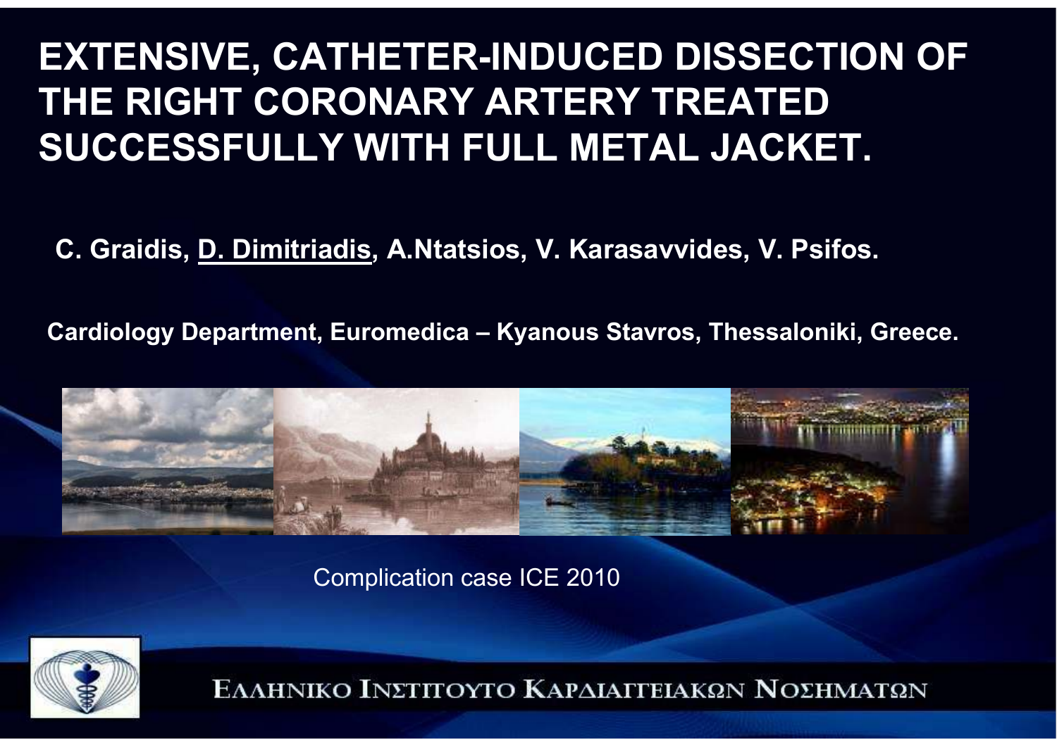# EXTENSIVE, CATHETER-INDUCED DISSECTION OF THE RIGHT CORONARY ARTERY TREATED SUCCESSFULLY WITH FULL METAL JACKET.

**C. Graidis, D. Dimitriadis, A.Ntatsios, V. Karasavvides, V. Psifos.**

**Cardiology Department, Euromedica – Kyanous Stavros, Thessaloniki, Greece.**

Complication case ICE 2010

ΕΛΛΗΝΙΚΟ ΙΝΣΤΙΤΟΥΤΟ ΚΑΡΔΙΑΓΓΕΙΑΚΩΝ ΝΟΣΗΜΑΤΩΝ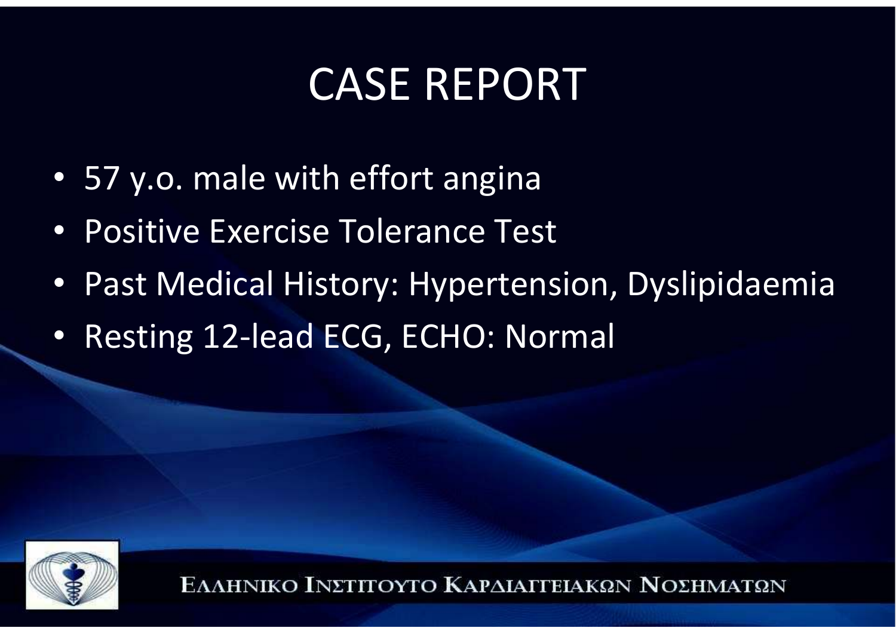# CASE REPORT

- 57 y.o. male with effort angina
- Positive Exercise Tolerance Test
- Past Medical History: Hypertension, Dyslipidaemia
- Resting 12-lead ECG, ECHO: Normal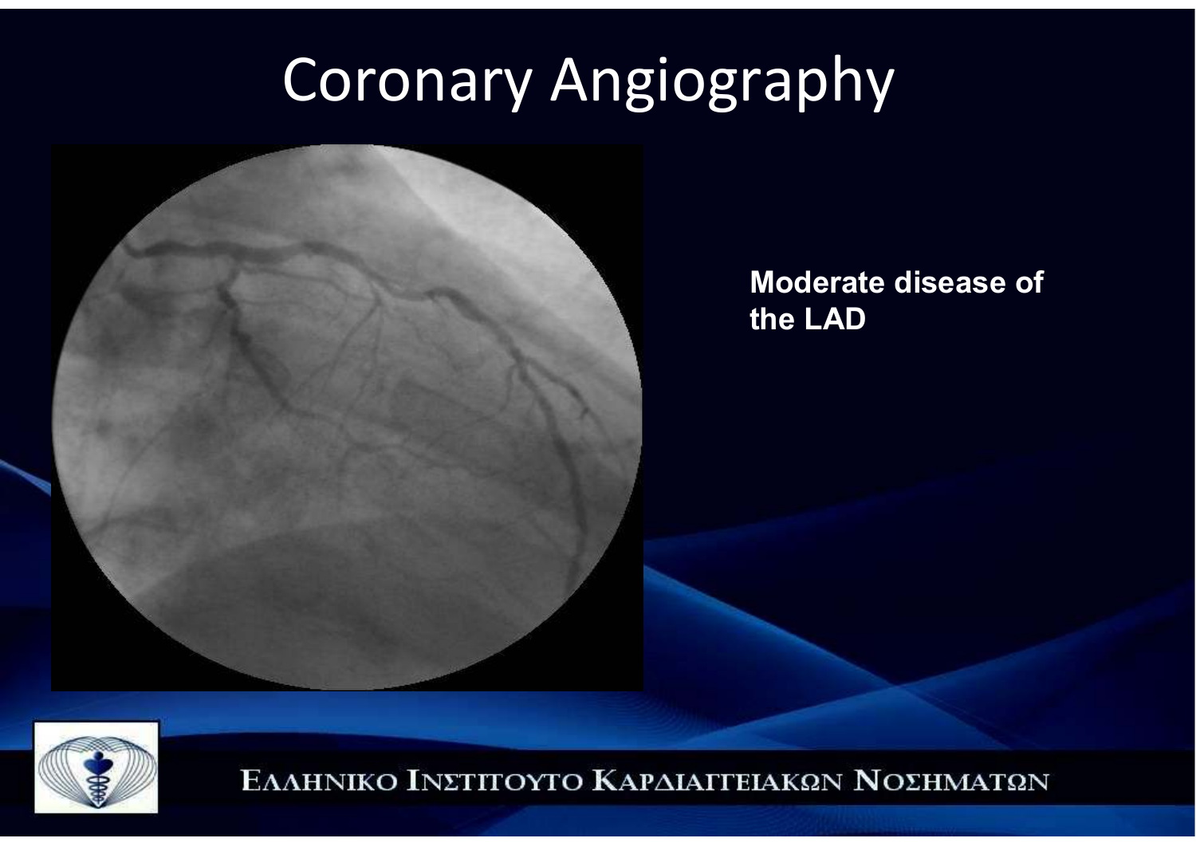# Coronary Angiography

**Moderate disease of the LAD**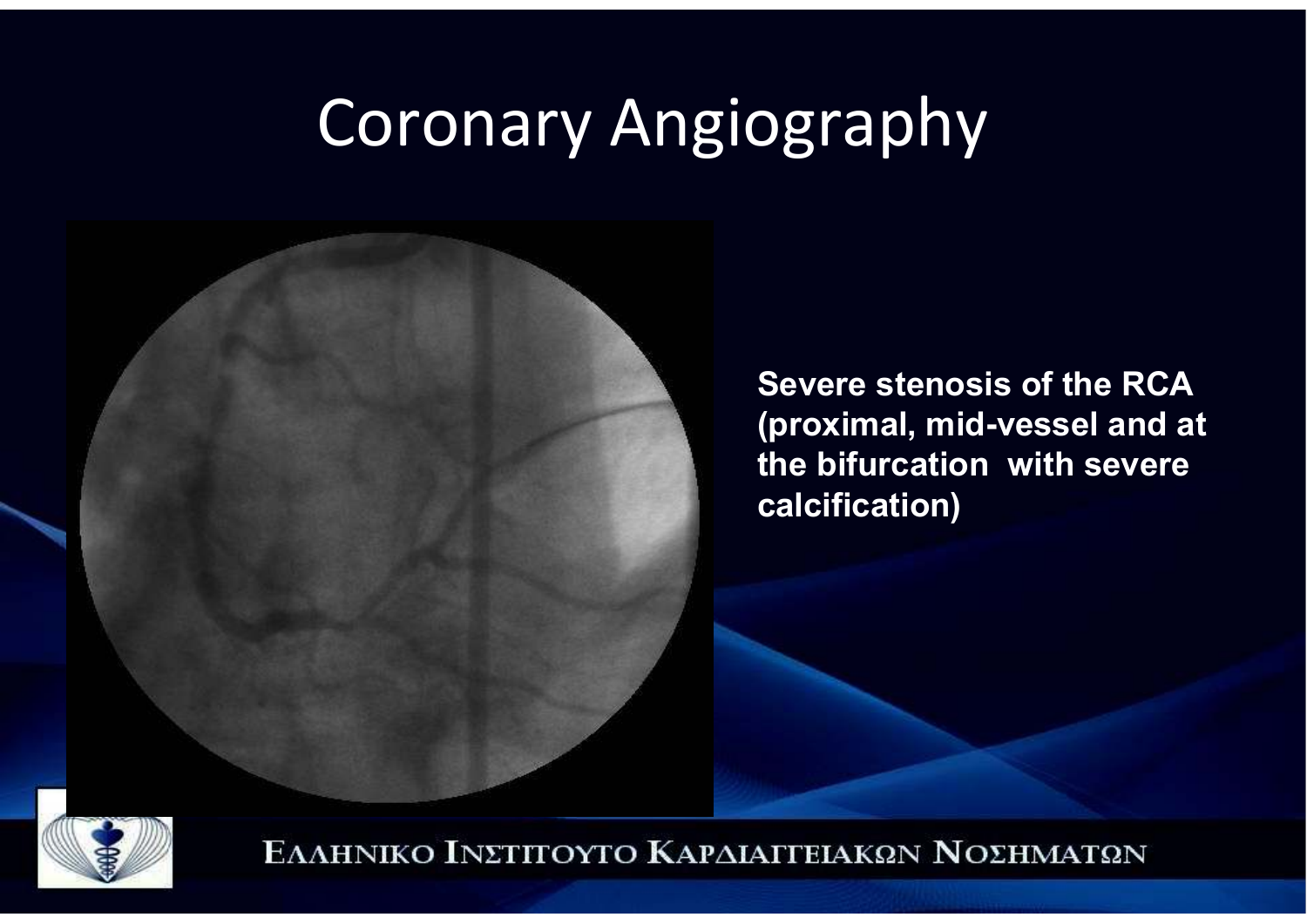# Coronary Angiography

**Severe stenosis of the RCA (proximal, mid-vessel and at the bifurcation with severe calcification)**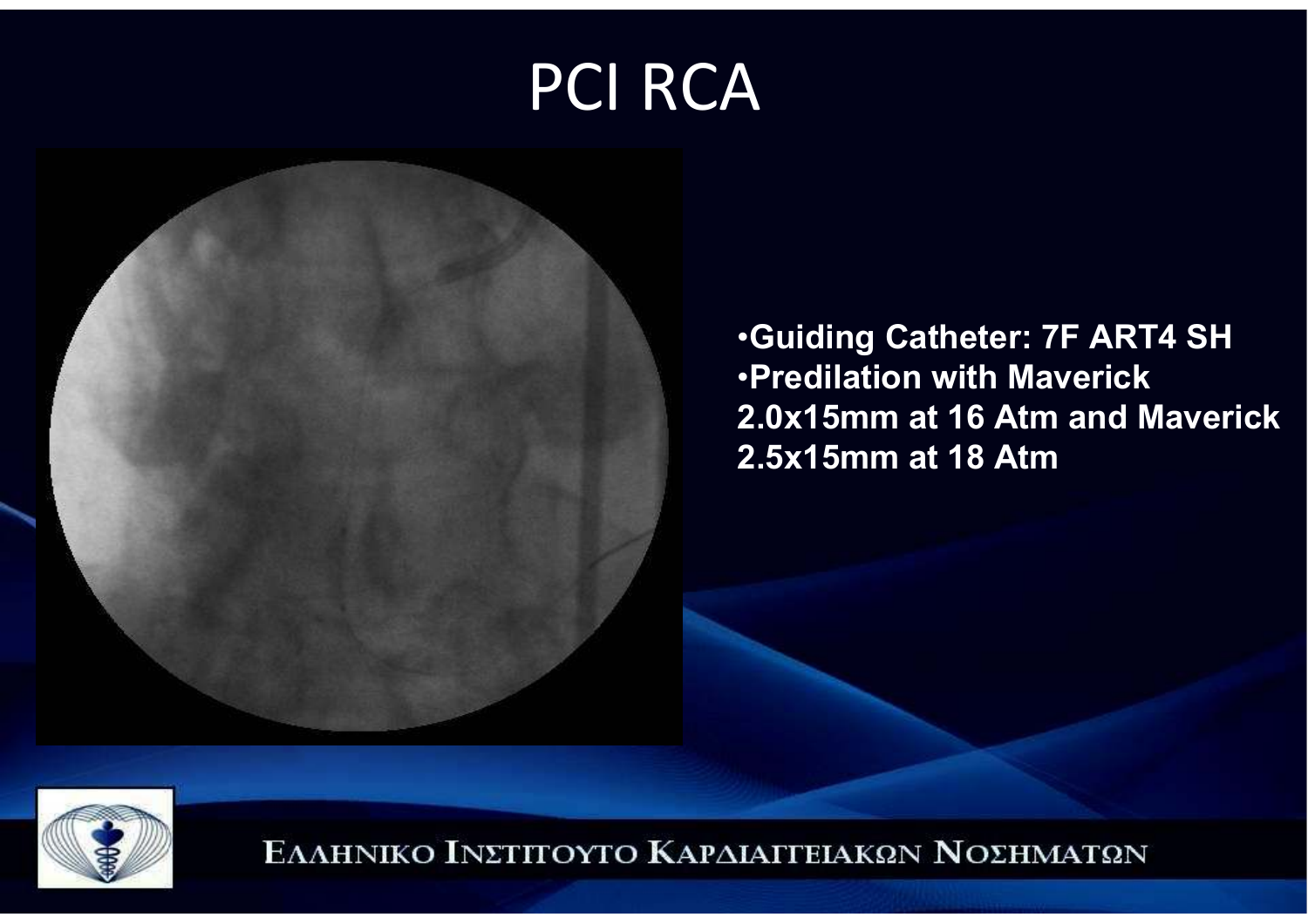# PCI RCA

- **Guiding Catheter: 7F ART4 SH**
- **Predilation with Maverick 2.0x15mm at 16 Atm and Maverick 2.5x15mm at 18 Atm**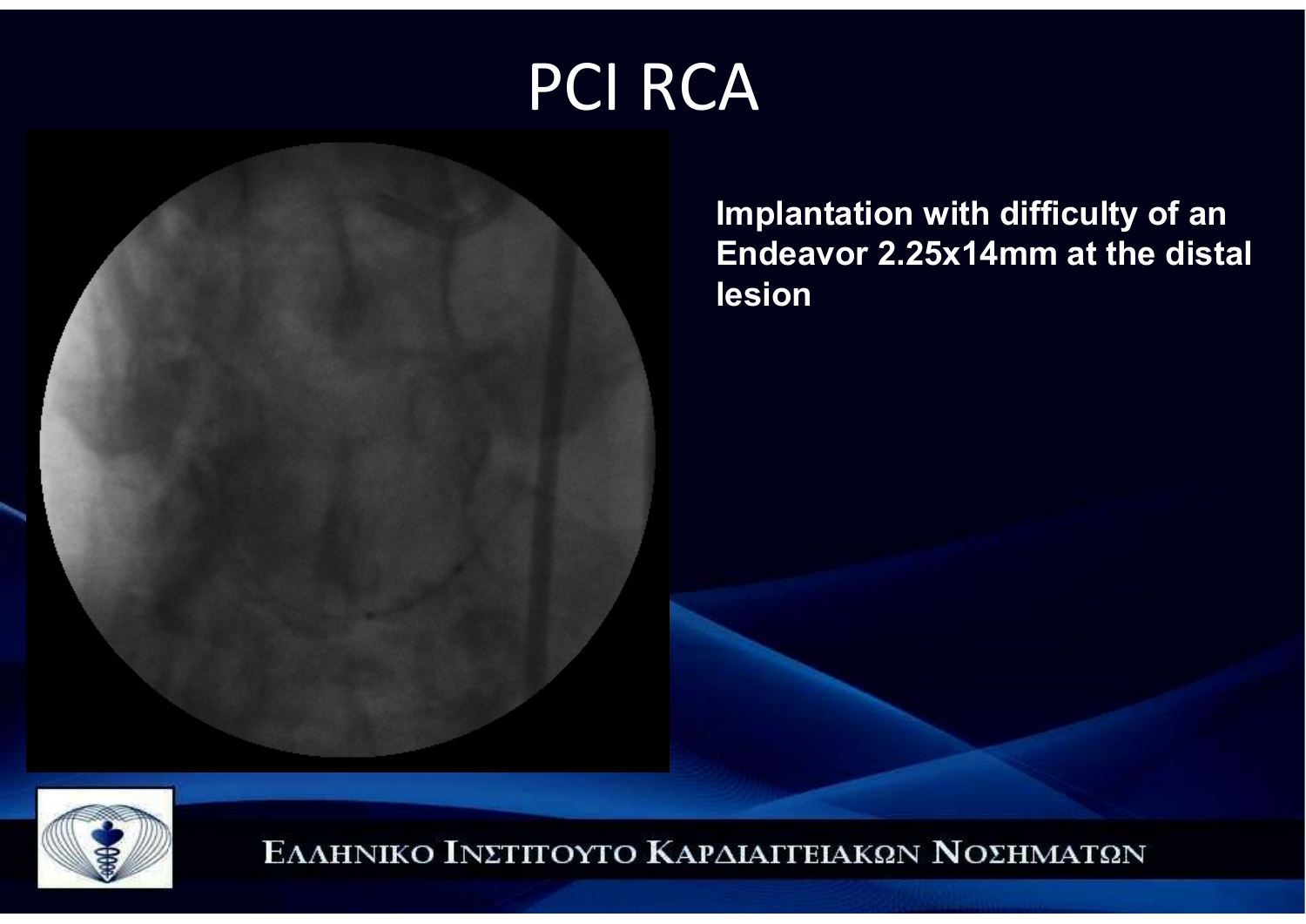# PCI RCA

**Implantation with difficulty of an Endeavor 2.25x14mm at the distal lesion**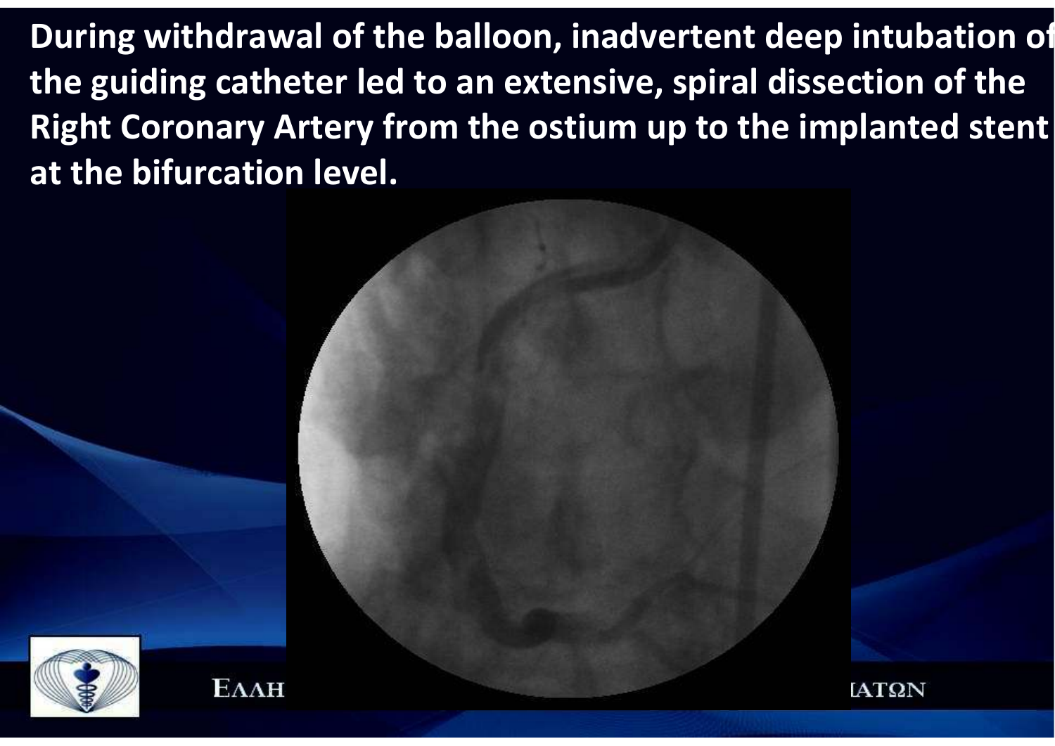**During withdrawal of the balloon, inadvertent deep intubation of the guiding catheter led to an extensive, spiral dissection of the Right Coronary Artery from the ostium up to the implanted stent at the bifurcation level.**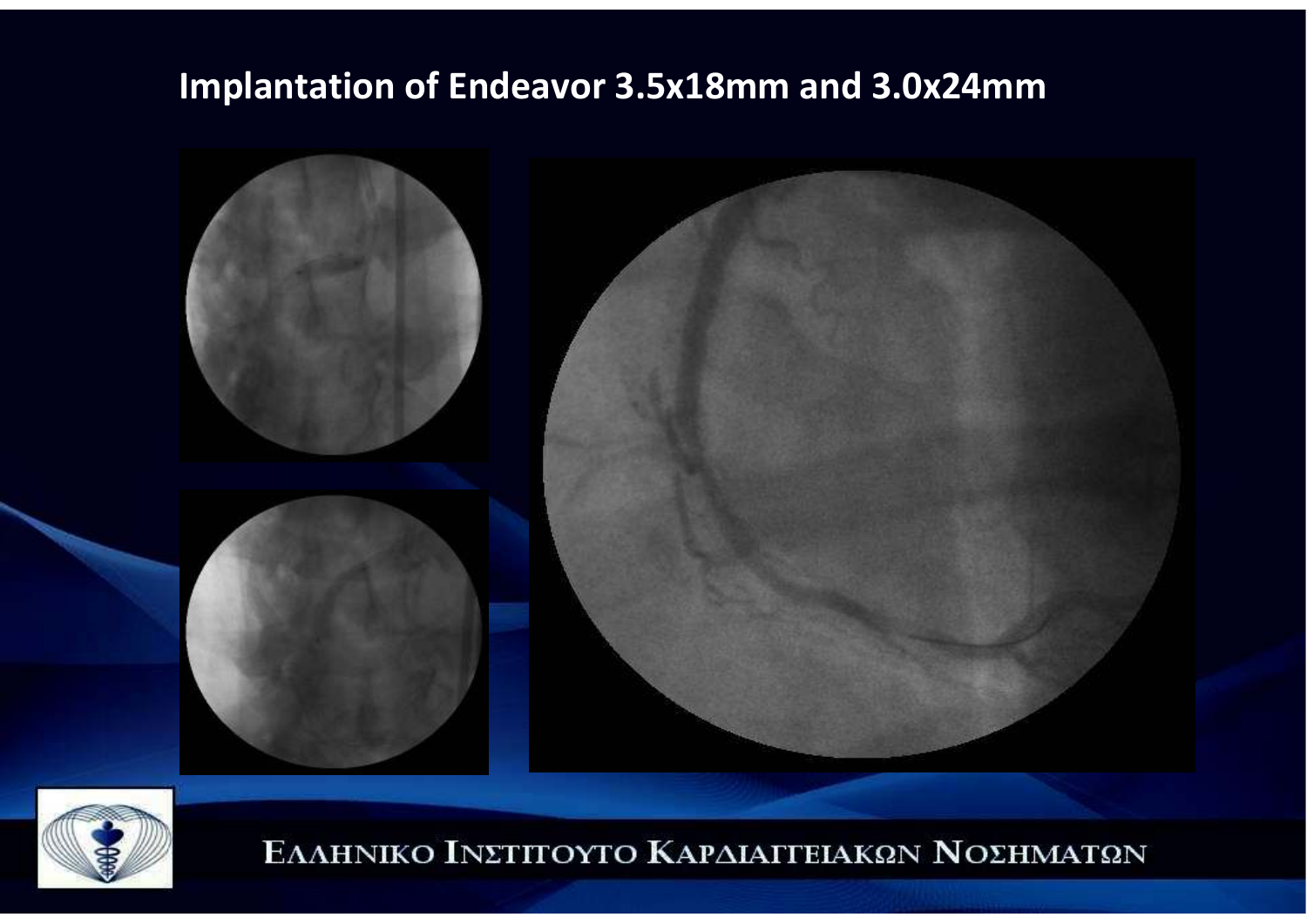# Implantation of Endeavor 3.5x18mm and 3.0x24mm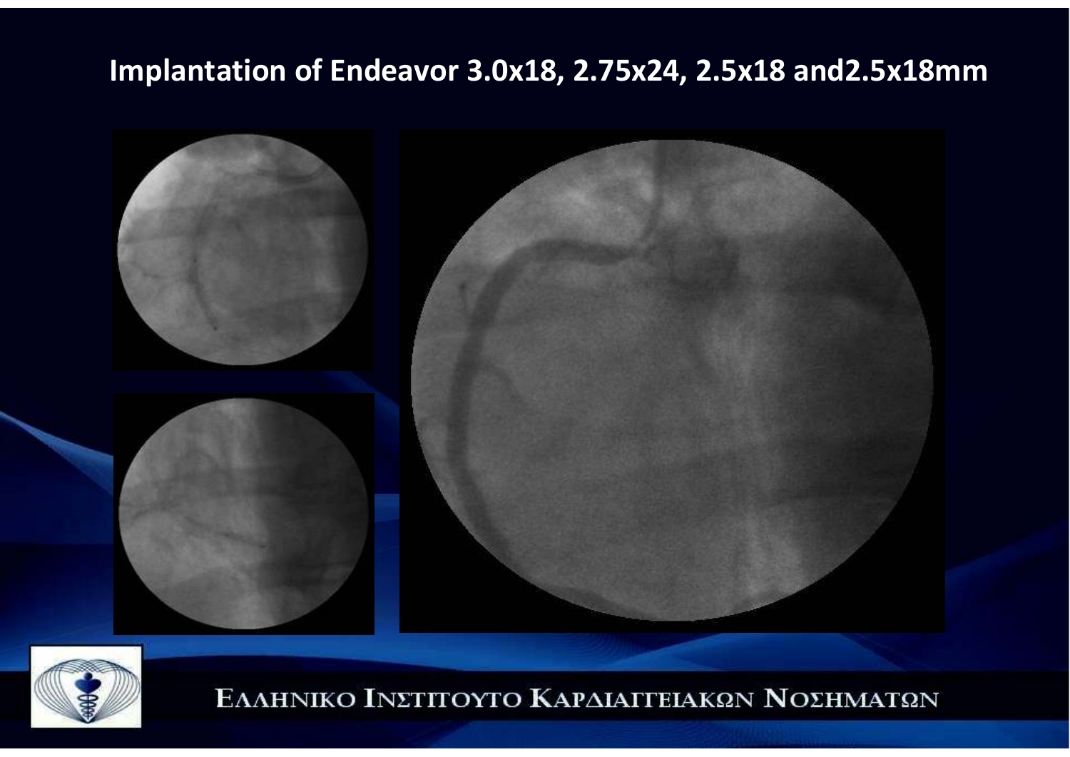# Implantation of Endeavor 3.0x18, 2.75x24, 2.5x18 and2.5x18mm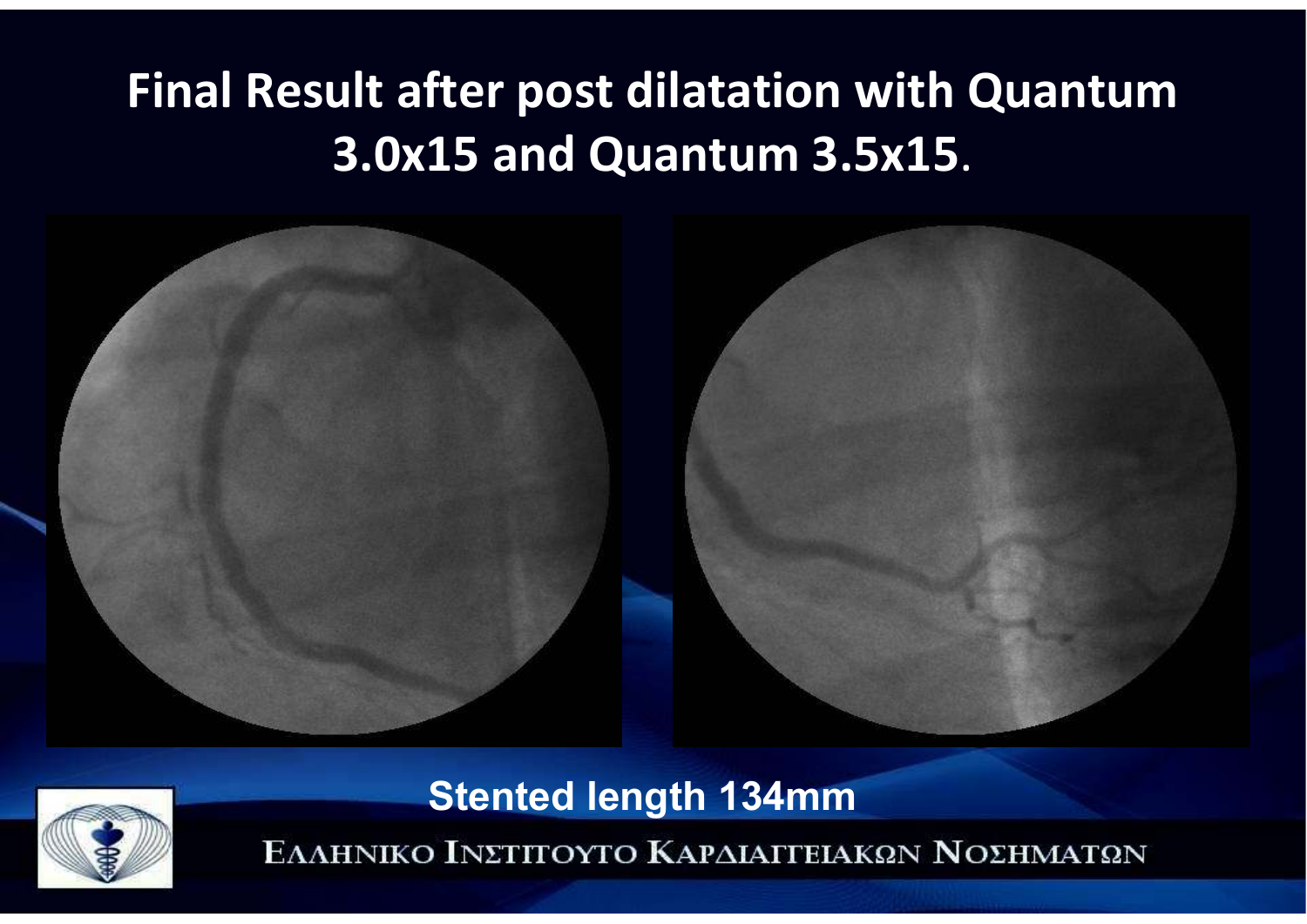# Final Result after post dilatation with Quantum 3.0x15 and Quantum 3.5x15.

**Stented length 134mm**

ΕΛΛΗΝΙΚΟ ΙΝΣΤΙΤΟΥΤΟ ΚΑΡΔΙΑΓΓΕΙΑΚΩΝ ΝΟΣΗΜΑΤΩΝ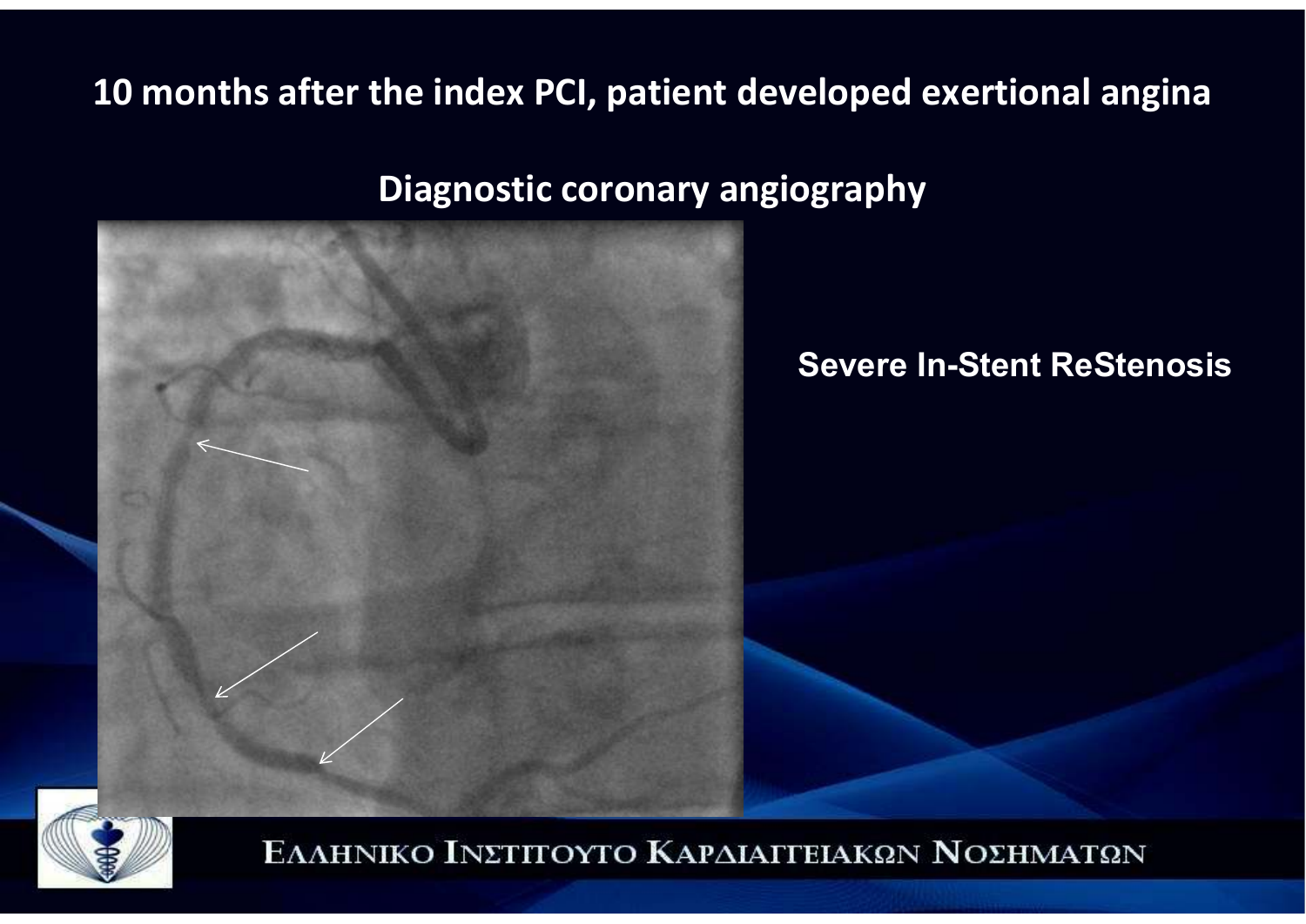## 10 months after the index PCI, patient developed exertional angina

### Diagnostic coronary angiography

**Severe In-Stent ReStenosis**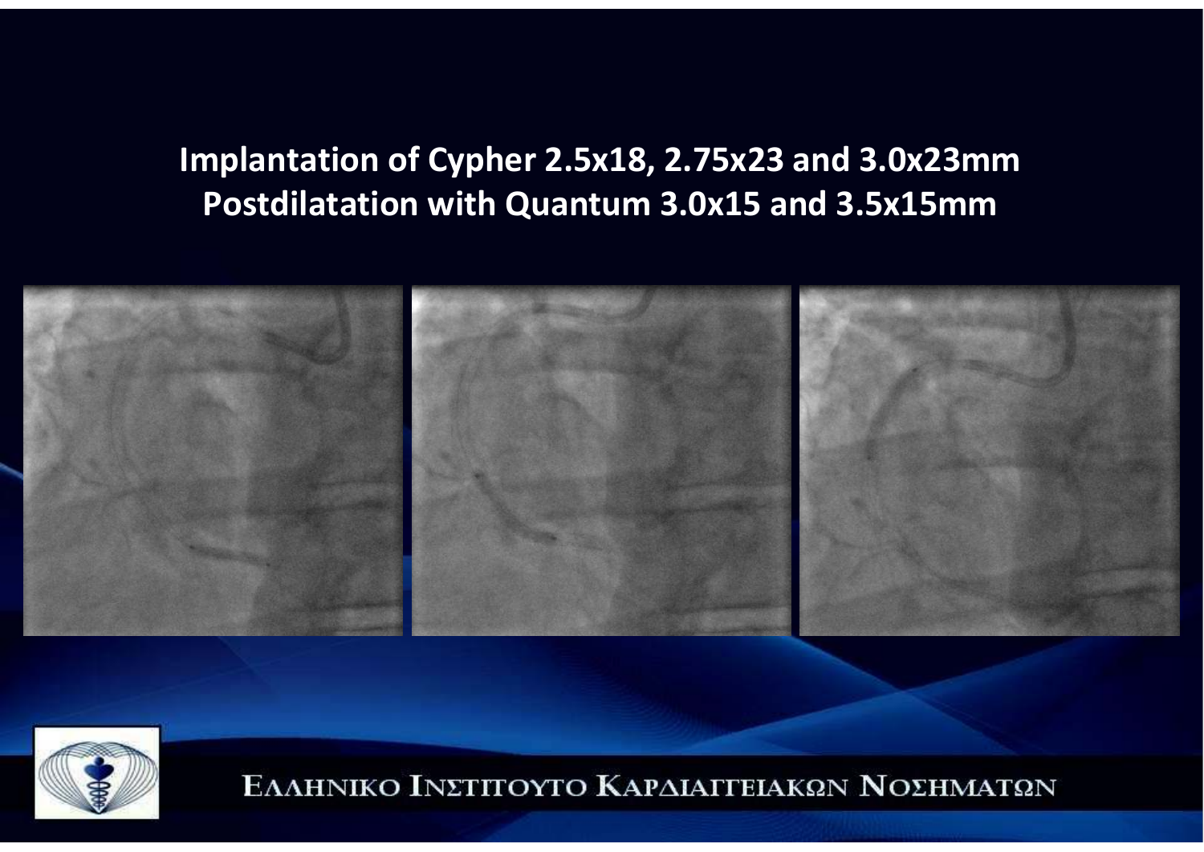**Implantation of Cypher 2.5x18, 2.75x23 and 3.0x23mm**
**Postdilatation with Quantum 3.0x15 and 3.5x15mm**

ΕΛΛΗΝΙΚΟ ΙΝΣΤΙΤΟΥΤΟ ΚΑΡΔΙΑΓΓΕΙΑΚΩΝ ΝΟΣΗΜΑΤΩΝ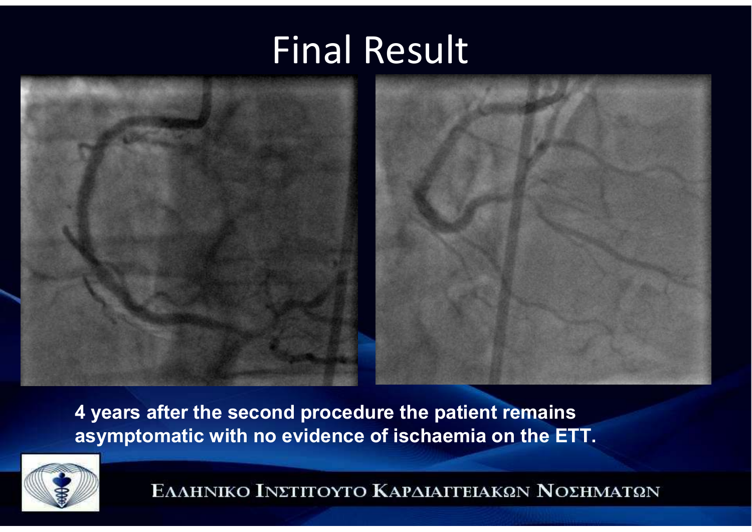# Final Result

**4 years after the second procedure the patient remains asymptomatic with no evidence of ischaemia on the ETT.**

ΕΛΛΗΝΙΚΟ ΙΝΣΤΙΤΟΥΤΟ ΚΑΡΔΙΑΓΓΕΙΑΚΩΝ ΝΟΣΗΜΑΤΩΝ